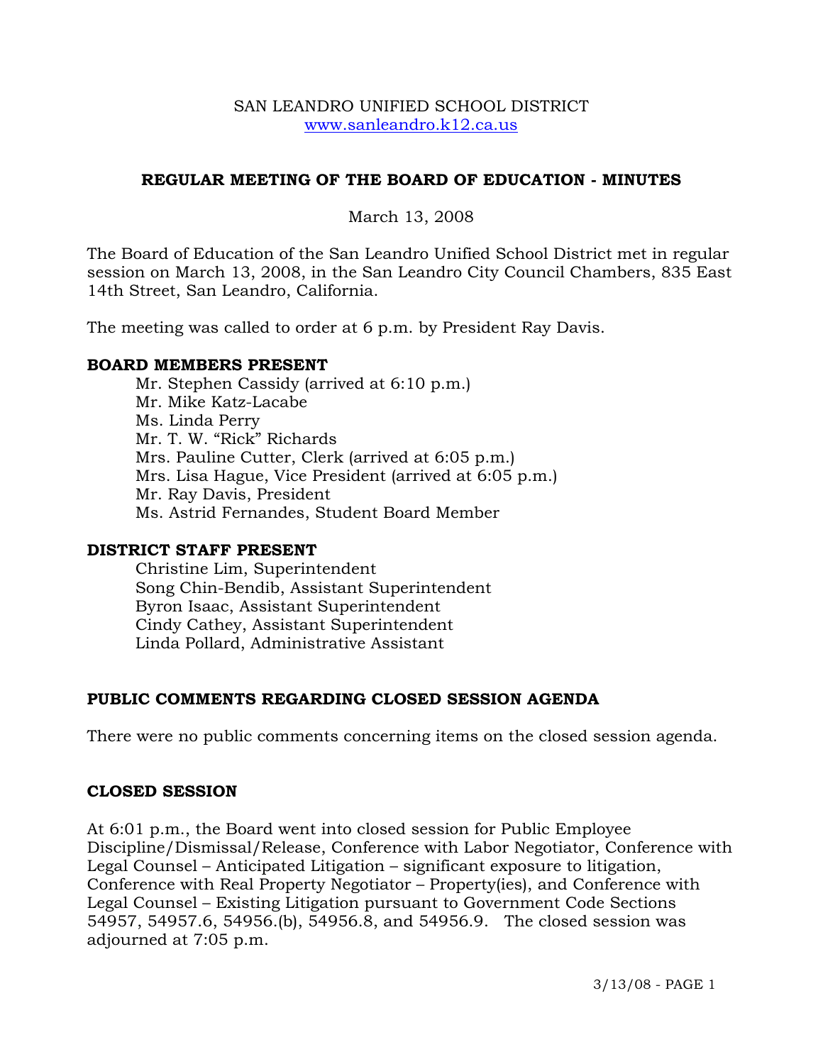SAN LEANDRO UNIFIED SCHOOL DISTRICT
[www.sanleandro.k12.ca.us](http://www.sanleandro.k12.ca.us)

# REGULAR MEETING OF THE BOARD OF EDUCATION - MINUTES

March 13, 2008

The Board of Education of the San Leandro Unified School District met in regular session on March 13, 2008, in the San Leandro City Council Chambers, 835 East 14th Street, San Leandro, California.

The meeting was called to order at 6 p.m. by President Ray Davis.

## BOARD MEMBERS PRESENT

Mr. Stephen Cassidy (arrived at 6:10 p.m.)
Mr. Mike Katz-Lacabe
Ms. Linda Perry
Mr. T. W. "Rick" Richards
Mrs. Pauline Cutter, Clerk (arrived at 6:05 p.m.)
Mrs. Lisa Hague, Vice President (arrived at 6:05 p.m.)
Mr. Ray Davis, President
Ms. Astrid Fernandes, Student Board Member

## DISTRICT STAFF PRESENT

Christine Lim, Superintendent
Song Chin-Bendib, Assistant Superintendent
Byron Isaac, Assistant Superintendent
Cindy Cathey, Assistant Superintendent
Linda Pollard, Administrative Assistant

## PUBLIC COMMENTS REGARDING CLOSED SESSION AGENDA

There were no public comments concerning items on the closed session agenda.

## CLOSED SESSION

At 6:01 p.m., the Board went into closed session for Public Employee Discipline/Dismissal/Release, Conference with Labor Negotiator, Conference with Legal Counsel – Anticipated Litigation – significant exposure to litigation, Conference with Real Property Negotiator – Property(ies), and Conference with Legal Counsel – Existing Litigation pursuant to Government Code Sections 54957, 54957.6, 54956.(b), 54956.8, and 54956.9. The closed session was adjourned at 7:05 p.m.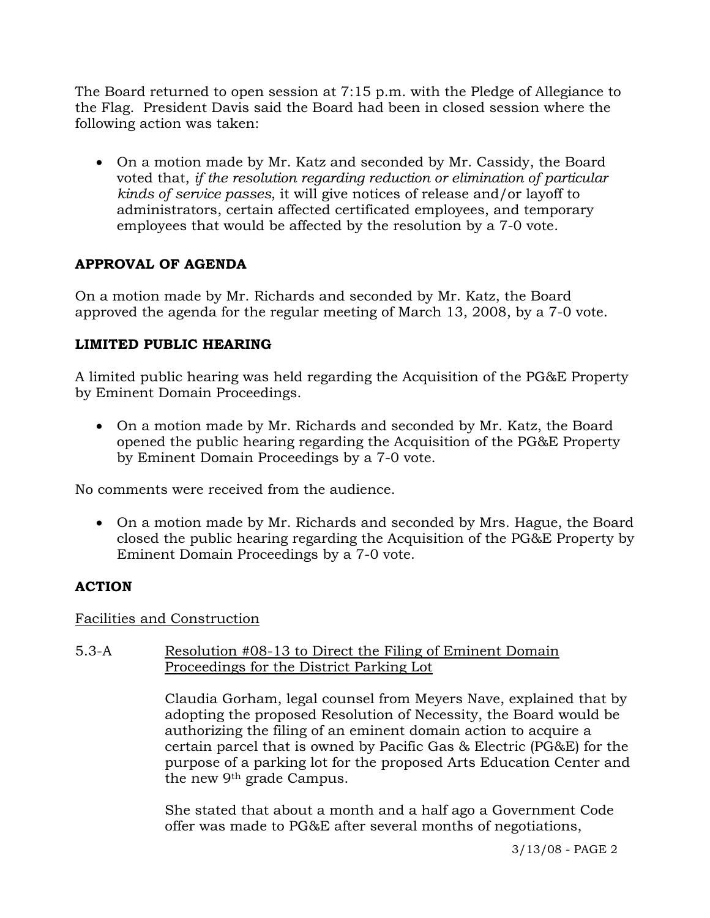The Board returned to open session at 7:15 p.m. with the Pledge of Allegiance to the Flag. President Davis said the Board had been in closed session where the following action was taken:

- On a motion made by Mr. Katz and seconded by Mr. Cassidy, the Board voted that, *if the resolution regarding reduction or elimination of particular kinds of service passes*, it will give notices of release and/or layoff to administrators, certain affected certificated employees, and temporary employees that would be affected by the resolution by a 7-0 vote.

**APPROVAL OF AGENDA**

On a motion made by Mr. Richards and seconded by Mr. Katz, the Board approved the agenda for the regular meeting of March 13, 2008, by a 7-0 vote.

**LIMITED PUBLIC HEARING**

A limited public hearing was held regarding the Acquisition of the PG&E Property by Eminent Domain Proceedings.

- On a motion made by Mr. Richards and seconded by Mr. Katz, the Board opened the public hearing regarding the Acquisition of the PG&E Property by Eminent Domain Proceedings by a 7-0 vote.

No comments were received from the audience.

- On a motion made by Mr. Richards and seconded by Mrs. Hague, the Board closed the public hearing regarding the Acquisition of the PG&E Property by Eminent Domain Proceedings by a 7-0 vote.

**ACTION**

Facilities and Construction

5.3-A Resolution #08-13 to Direct the Filing of Eminent Domain Proceedings for the District Parking Lot

Claudia Gorham, legal counsel from Meyers Nave, explained that by adopting the proposed Resolution of Necessity, the Board would be authorizing the filing of an eminent domain action to acquire a certain parcel that is owned by Pacific Gas & Electric (PG&E) for the purpose of a parking lot for the proposed Arts Education Center and the new 9th grade Campus.

She stated that about a month and a half ago a Government Code offer was made to PG&E after several months of negotiations,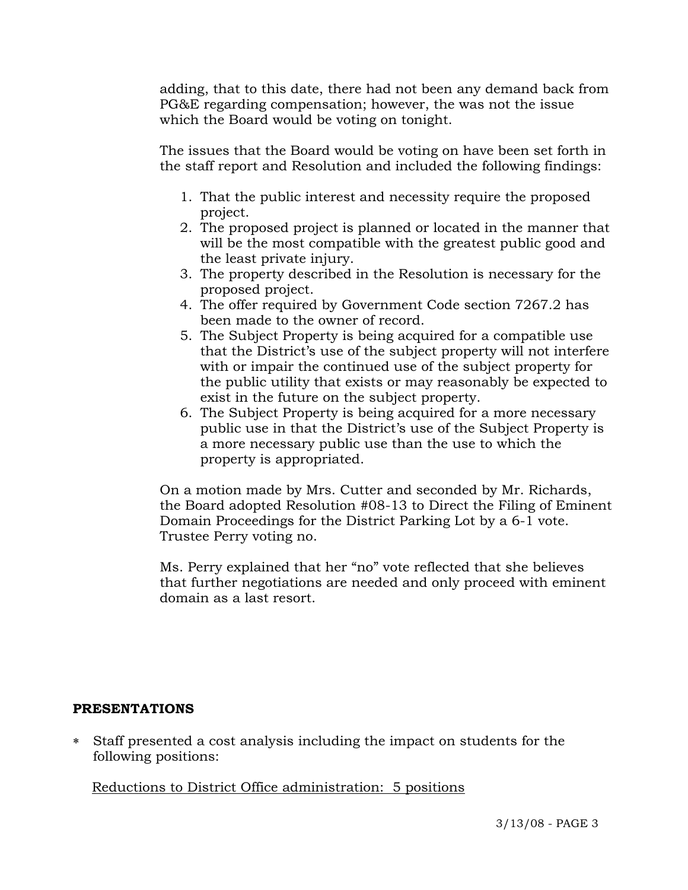adding, that to this date, there had not been any demand back from PG&E regarding compensation; however, the was not the issue which the Board would be voting on tonight.

The issues that the Board would be voting on have been set forth in the staff report and Resolution and included the following findings:

1. That the public interest and necessity require the proposed project.
2. The proposed project is planned or located in the manner that will be the most compatible with the greatest public good and the least private injury.
3. The property described in the Resolution is necessary for the proposed project.
4. The offer required by Government Code section 7267.2 has been made to the owner of record.
5. The Subject Property is being acquired for a compatible use that the District's use of the subject property will not interfere with or impair the continued use of the subject property for the public utility that exists or may reasonably be expected to exist in the future on the subject property.
6. The Subject Property is being acquired for a more necessary public use in that the District's use of the Subject Property is a more necessary public use than the use to which the property is appropriated.

On a motion made by Mrs. Cutter and seconded by Mr. Richards, the Board adopted Resolution #08-13 to Direct the Filing of Eminent Domain Proceedings for the District Parking Lot by a 6-1 vote. Trustee Perry voting no.

Ms. Perry explained that her "no" vote reflected that she believes that further negotiations are needed and only proceed with eminent domain as a last resort.

**PRESENTATIONS**

* Staff presented a cost analysis including the impact on students for the following positions:

<u>Reductions to District Office administration: 5 positions</u>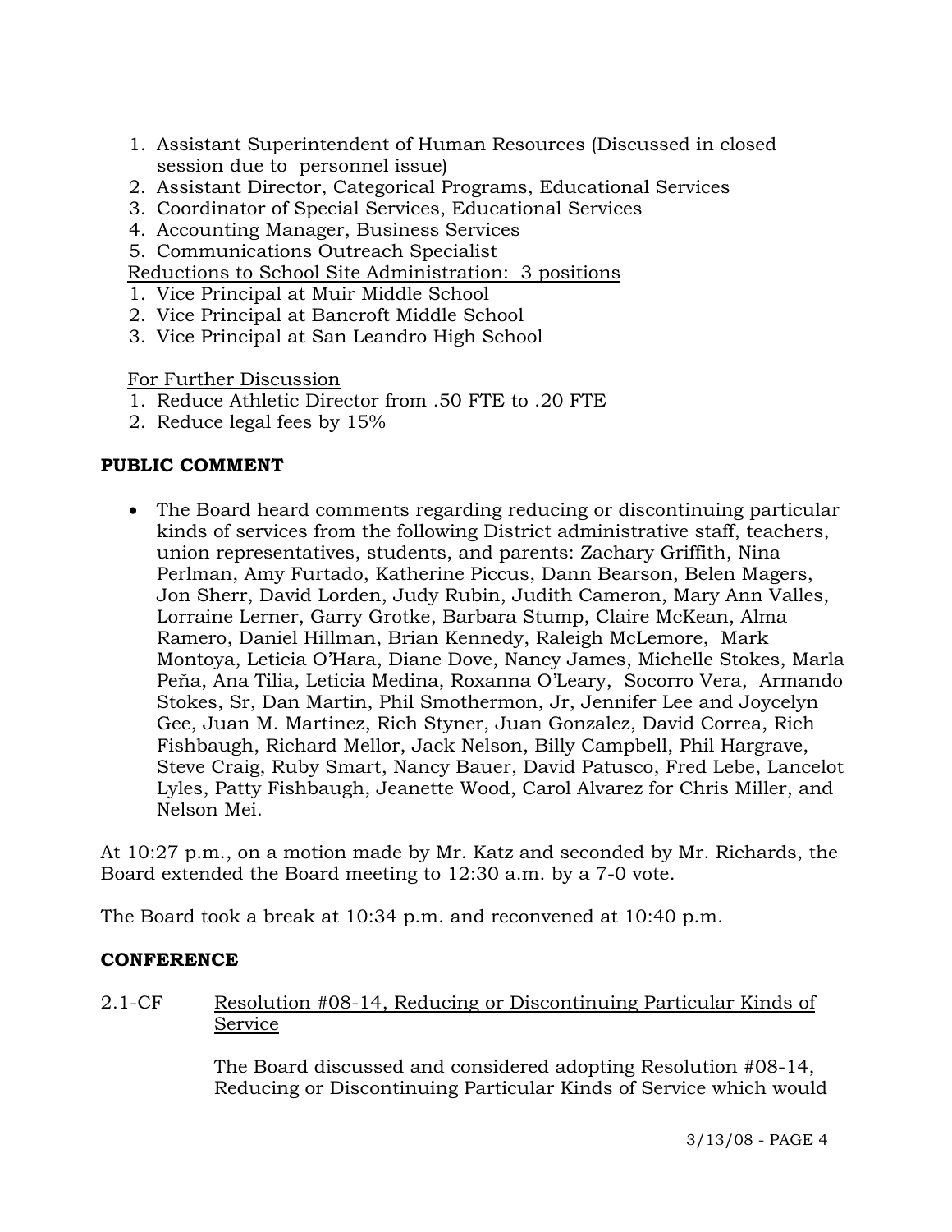1. Assistant Superintendent of Human Resources (Discussed in closed session due to personnel issue)
2. Assistant Director, Categorical Programs, Educational Services
3. Coordinator of Special Services, Educational Services
4. Accounting Manager, Business Services
5. Communications Outreach Specialist

<u>Reductions to School Site Administration: 3 positions</u>

1. Vice Principal at Muir Middle School
2. Vice Principal at Bancroft Middle School
3. Vice Principal at San Leandro High School

<u>For Further Discussion</u>

1. Reduce Athletic Director from .50 FTE to .20 FTE
2. Reduce legal fees by 15%

**PUBLIC COMMENT**

- The Board heard comments regarding reducing or discontinuing particular kinds of services from the following District administrative staff, teachers, union representatives, students, and parents: Zachary Griffith, Nina Perlman, Amy Furtado, Katherine Piccus, Dann Bearson, Belen Magers, Jon Sherr, David Lorden, Judy Rubin, Judith Cameron, Mary Ann Valles, Lorraine Lerner, Garry Grotke, Barbara Stump, Claire McKean, Alma Ramero, Daniel Hillman, Brian Kennedy, Raleigh McLemore, Mark Montoya, Leticia O'Hara, Diane Dove, Nancy James, Michelle Stokes, Marla Peña, Ana Tilia, Leticia Medina, Roxanna O'Leary, Socorro Vera, Armando Stokes, Sr, Dan Martin, Phil Smothermon, Jr, Jennifer Lee and Joycelyn Gee, Juan M. Martinez, Rich Styner, Juan Gonzalez, David Correa, Rich Fishbaugh, Richard Mellor, Jack Nelson, Billy Campbell, Phil Hargrave, Steve Craig, Ruby Smart, Nancy Bauer, David Patusco, Fred Lebe, Lancelot Lyles, Patty Fishbaugh, Jeanette Wood, Carol Alvarez for Chris Miller, and Nelson Mei.

At 10:27 p.m., on a motion made by Mr. Katz and seconded by Mr. Richards, the Board extended the Board meeting to 12:30 a.m. by a 7-0 vote.

The Board took a break at 10:34 p.m. and reconvened at 10:40 p.m.

**CONFERENCE**

2.1-CF <u>Resolution #08-14, Reducing or Discontinuing Particular Kinds of Service</u>

The Board discussed and considered adopting Resolution #08-14, Reducing or Discontinuing Particular Kinds of Service which would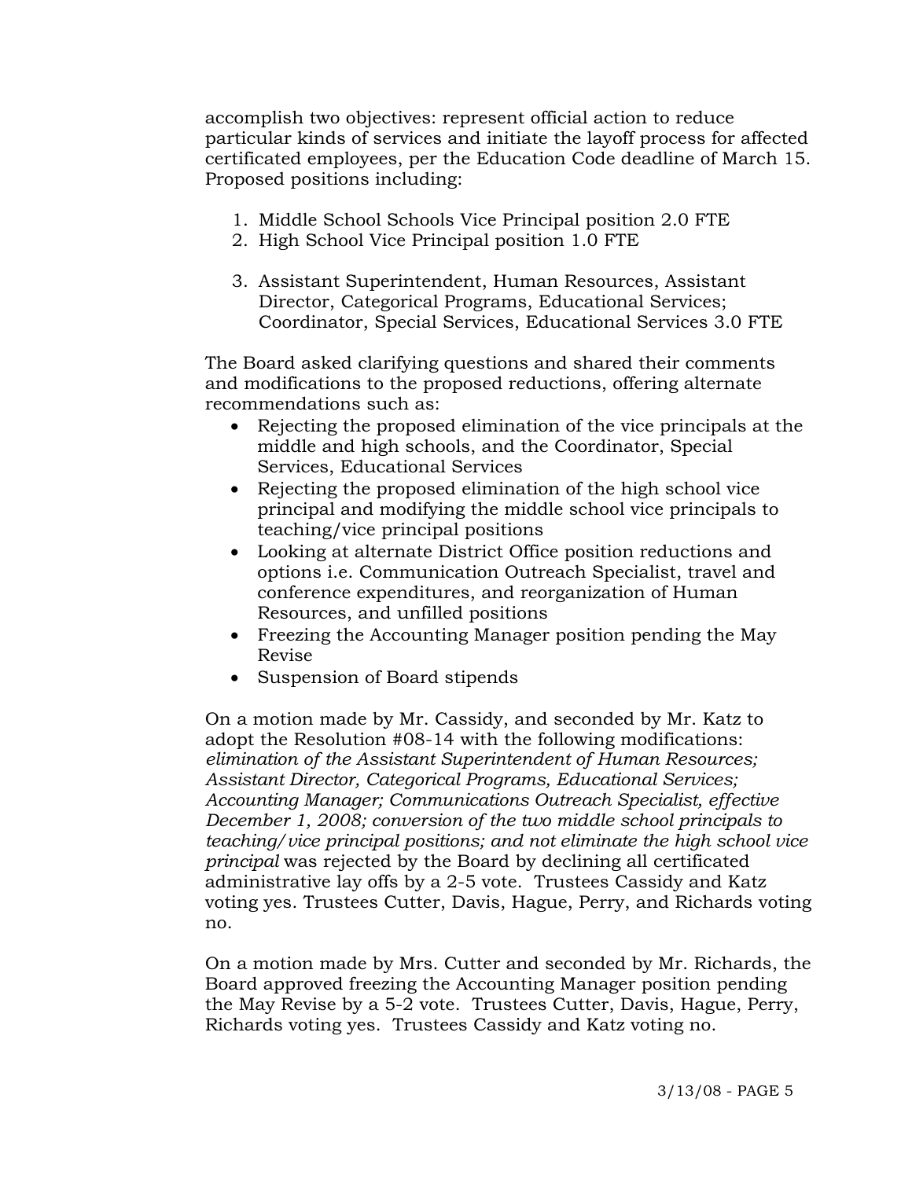accomplish two objectives: represent official action to reduce particular kinds of services and initiate the layoff process for affected certificated employees, per the Education Code deadline of March 15. Proposed positions including:

1. Middle School Schools Vice Principal position 2.0 FTE
2. High School Vice Principal position 1.0 FTE
3. Assistant Superintendent, Human Resources, Assistant Director, Categorical Programs, Educational Services; Coordinator, Special Services, Educational Services 3.0 FTE

The Board asked clarifying questions and shared their comments and modifications to the proposed reductions, offering alternate recommendations such as:

- Rejecting the proposed elimination of the vice principals at the middle and high schools, and the Coordinator, Special Services, Educational Services
- Rejecting the proposed elimination of the high school vice principal and modifying the middle school vice principals to teaching/vice principal positions
- Looking at alternate District Office position reductions and options i.e. Communication Outreach Specialist, travel and conference expenditures, and reorganization of Human Resources, and unfilled positions
- Freezing the Accounting Manager position pending the May Revise
- Suspension of Board stipends

On a motion made by Mr. Cassidy, and seconded by Mr. Katz to adopt the Resolution #08-14 with the following modifications: *elimination of the Assistant Superintendent of Human Resources; Assistant Director, Categorical Programs, Educational Services; Accounting Manager; Communications Outreach Specialist, effective December 1, 2008; conversion of the two middle school principals to teaching/vice principal positions; and not eliminate the high school vice principal* was rejected by the Board by declining all certificated administrative lay offs by a 2-5 vote. Trustees Cassidy and Katz voting yes. Trustees Cutter, Davis, Hague, Perry, and Richards voting no.

On a motion made by Mrs. Cutter and seconded by Mr. Richards, the Board approved freezing the Accounting Manager position pending the May Revise by a 5-2 vote. Trustees Cutter, Davis, Hague, Perry, Richards voting yes. Trustees Cassidy and Katz voting no.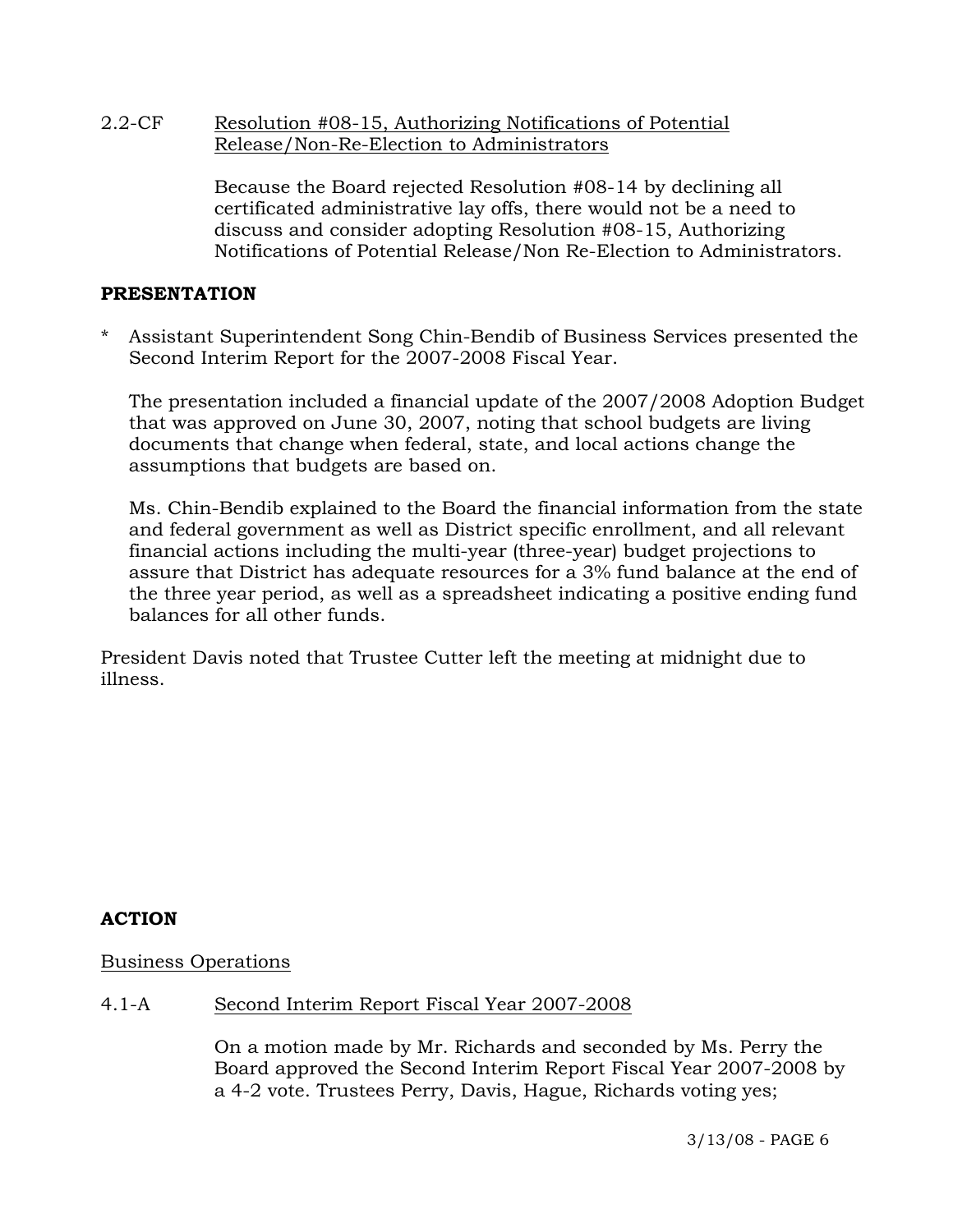2.2-CF Resolution #08-15, Authorizing Notifications of Potential Release/Non-Re-Election to Administrators

Because the Board rejected Resolution #08-14 by declining all certificated administrative lay offs, there would not be a need to discuss and consider adopting Resolution #08-15, Authorizing Notifications of Potential Release/Non Re-Election to Administrators.

**PRESENTATION**

* Assistant Superintendent Song Chin-Bendib of Business Services presented the Second Interim Report for the 2007-2008 Fiscal Year.

  The presentation included a financial update of the 2007/2008 Adoption Budget that was approved on June 30, 2007, noting that school budgets are living documents that change when federal, state, and local actions change the assumptions that budgets are based on.

  Ms. Chin-Bendib explained to the Board the financial information from the state and federal government as well as District specific enrollment, and all relevant financial actions including the multi-year (three-year) budget projections to assure that District has adequate resources for a 3% fund balance at the end of the three year period, as well as a spreadsheet indicating a positive ending fund balances for all other funds.

President Davis noted that Trustee Cutter left the meeting at midnight due to illness.

**ACTION**

Business Operations

4.1-A Second Interim Report Fiscal Year 2007-2008

On a motion made by Mr. Richards and seconded by Ms. Perry the Board approved the Second Interim Report Fiscal Year 2007-2008 by a 4-2 vote. Trustees Perry, Davis, Hague, Richards voting yes;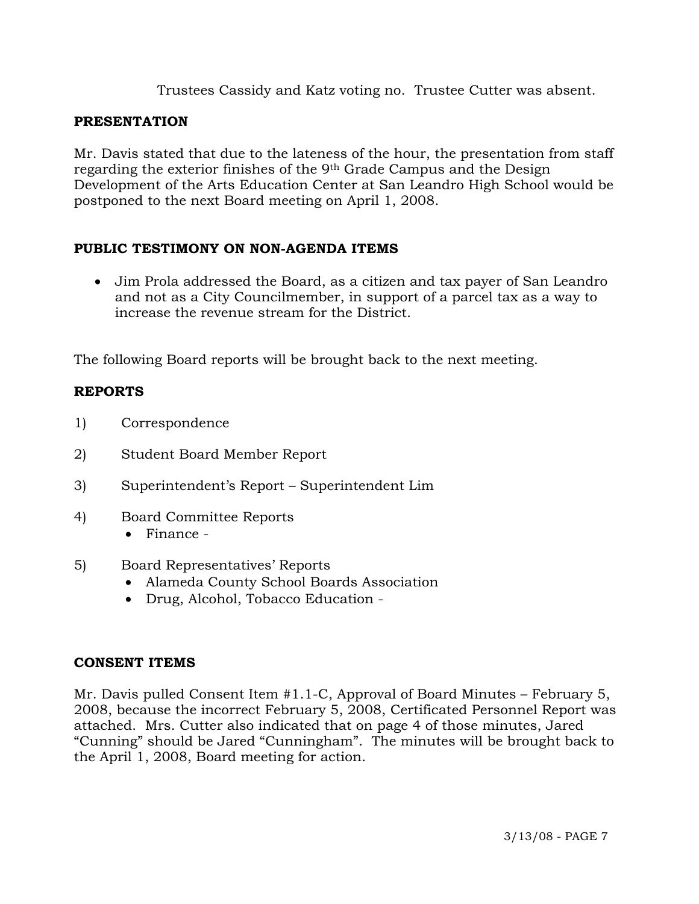Trustees Cassidy and Katz voting no. Trustee Cutter was absent.

**PRESENTATION**

Mr. Davis stated that due to the lateness of the hour, the presentation from staff regarding the exterior finishes of the 9th Grade Campus and the Design Development of the Arts Education Center at San Leandro High School would be postponed to the next Board meeting on April 1, 2008.

**PUBLIC TESTIMONY ON NON-AGENDA ITEMS**

- Jim Prola addressed the Board, as a citizen and tax payer of San Leandro and not as a City Councilmember, in support of a parcel tax as a way to increase the revenue stream for the District.

The following Board reports will be brought back to the next meeting.

**REPORTS**

1) Correspondence

2) Student Board Member Report

3) Superintendent's Report – Superintendent Lim

4) Board Committee Reports
   - Finance -

5) Board Representatives' Reports
   - Alameda County School Boards Association
   - Drug, Alcohol, Tobacco Education -

**CONSENT ITEMS**

Mr. Davis pulled Consent Item #1.1-C, Approval of Board Minutes – February 5, 2008, because the incorrect February 5, 2008, Certificated Personnel Report was attached. Mrs. Cutter also indicated that on page 4 of those minutes, Jared "Cunning" should be Jared "Cunningham". The minutes will be brought back to the April 1, 2008, Board meeting for action.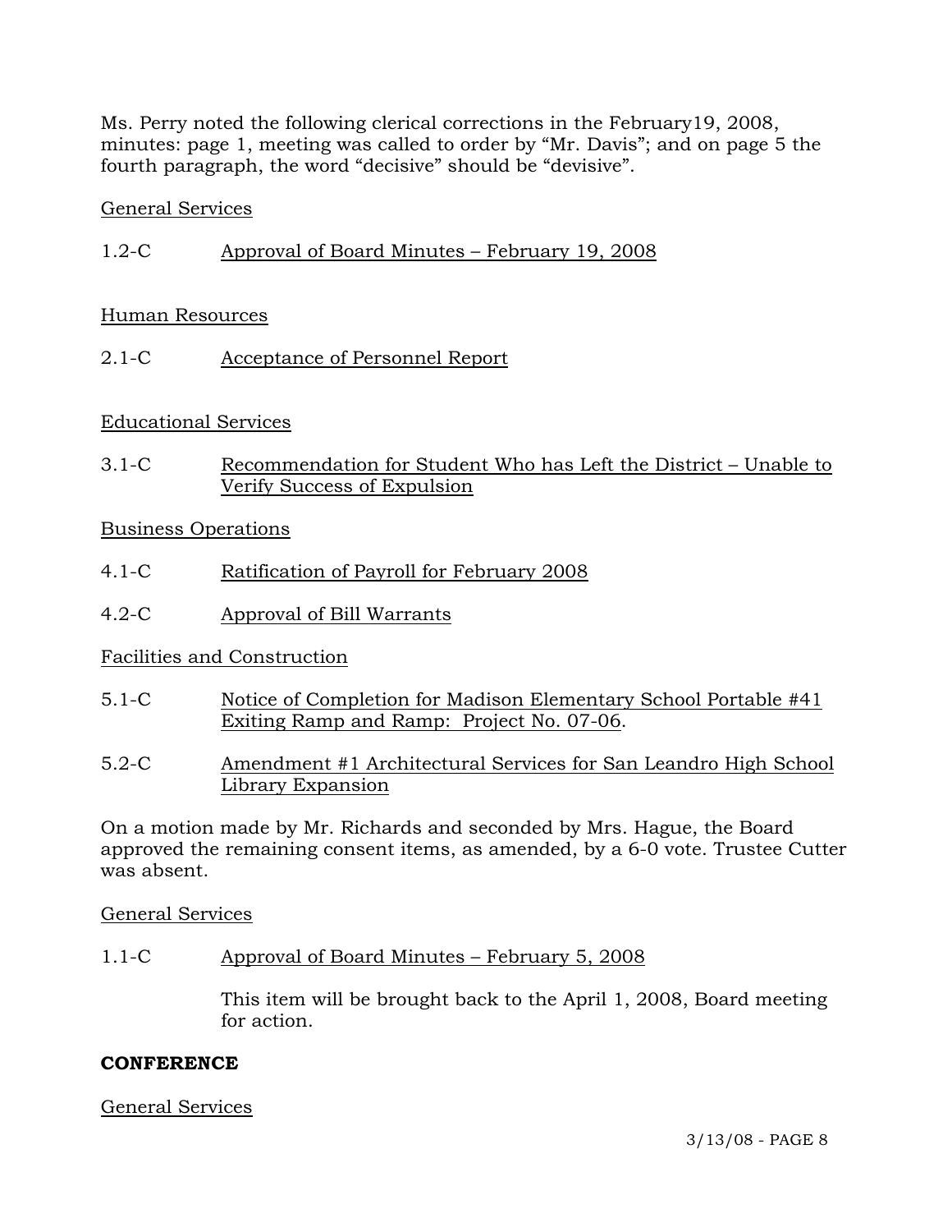Ms. Perry noted the following clerical corrections in the February19, 2008, minutes: page 1, meeting was called to order by "Mr. Davis"; and on page 5 the fourth paragraph, the word "decisive" should be "devisive".

General Services

1.2-C Approval of Board Minutes – February 19, 2008

Human Resources

2.1-C Acceptance of Personnel Report

Educational Services

3.1-C Recommendation for Student Who has Left the District – Unable to Verify Success of Expulsion

Business Operations

4.1-C Ratification of Payroll for February 2008

4.2-C Approval of Bill Warrants

Facilities and Construction

5.1-C Notice of Completion for Madison Elementary School Portable #41 Exiting Ramp and Ramp: Project No. 07-06.

5.2-C Amendment #1 Architectural Services for San Leandro High School Library Expansion

On a motion made by Mr. Richards and seconded by Mrs. Hague, the Board approved the remaining consent items, as amended, by a 6-0 vote. Trustee Cutter was absent.

General Services

1.1-C Approval of Board Minutes – February 5, 2008

This item will be brought back to the April 1, 2008, Board meeting for action.

**CONFERENCE**

General Services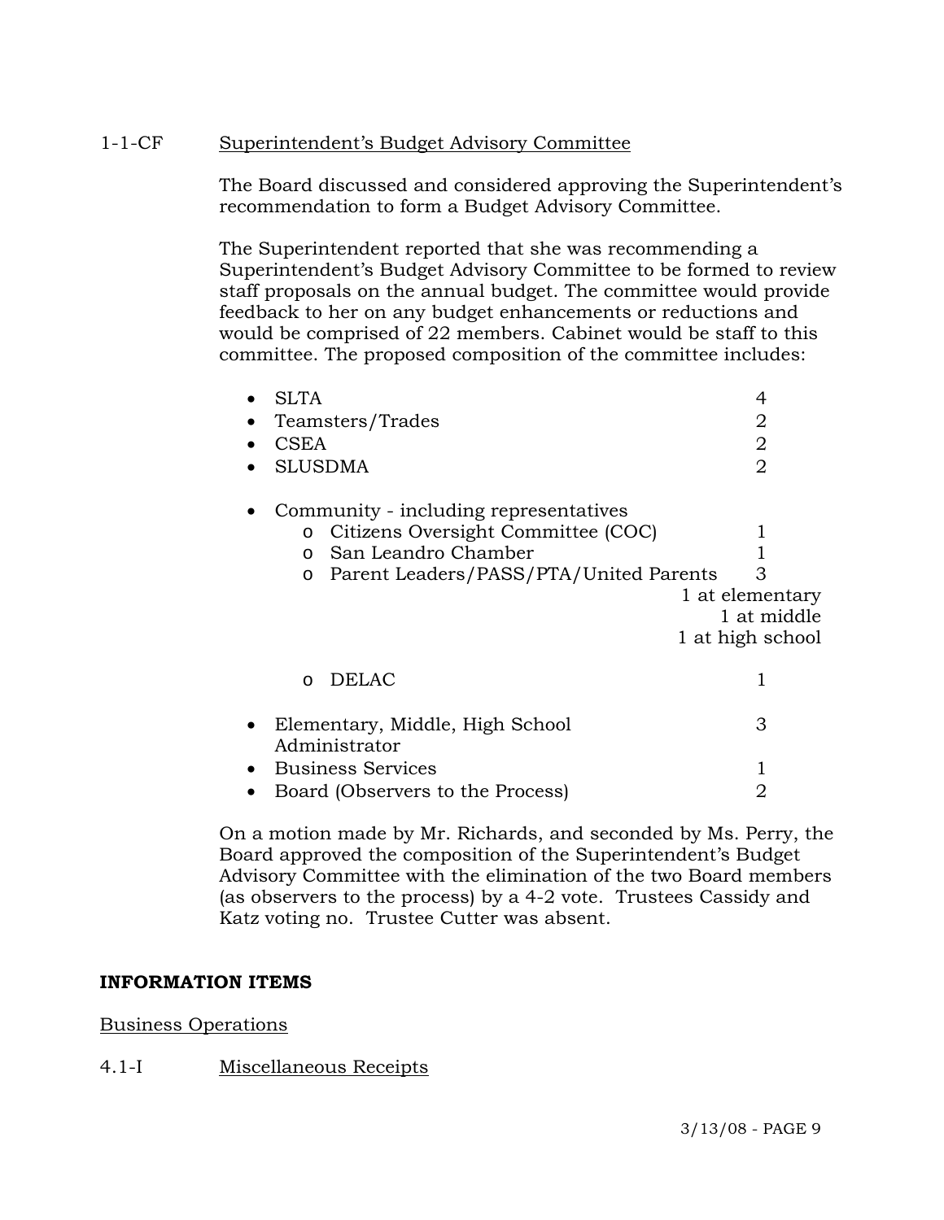1-1-CF Superintendent's Budget Advisory Committee

The Board discussed and considered approving the Superintendent's recommendation to form a Budget Advisory Committee.

The Superintendent reported that she was recommending a Superintendent's Budget Advisory Committee to be formed to review staff proposals on the annual budget. The committee would provide feedback to her on any budget enhancements or reductions and would be comprised of 22 members. Cabinet would be staff to this committee. The proposed composition of the committee includes:

- SLTA 4
- Teamsters/Trades 2
- CSEA 2
- SLUSDMA 2
- Community - including representatives
  - Citizens Oversight Committee (COC) 1
  - San Leandro Chamber 1
  - Parent Leaders/PASS/PTA/United Parents 3
    1 at elementary
    1 at middle
    1 at high school
  - DELAC 1
- Elementary, Middle, High School Administrator 3
- Business Services 1
- Board (Observers to the Process) 2

On a motion made by Mr. Richards, and seconded by Ms. Perry, the Board approved the composition of the Superintendent's Budget Advisory Committee with the elimination of the two Board members (as observers to the process) by a 4-2 vote. Trustees Cassidy and Katz voting no. Trustee Cutter was absent.

**INFORMATION ITEMS**

Business Operations

4.1-I Miscellaneous Receipts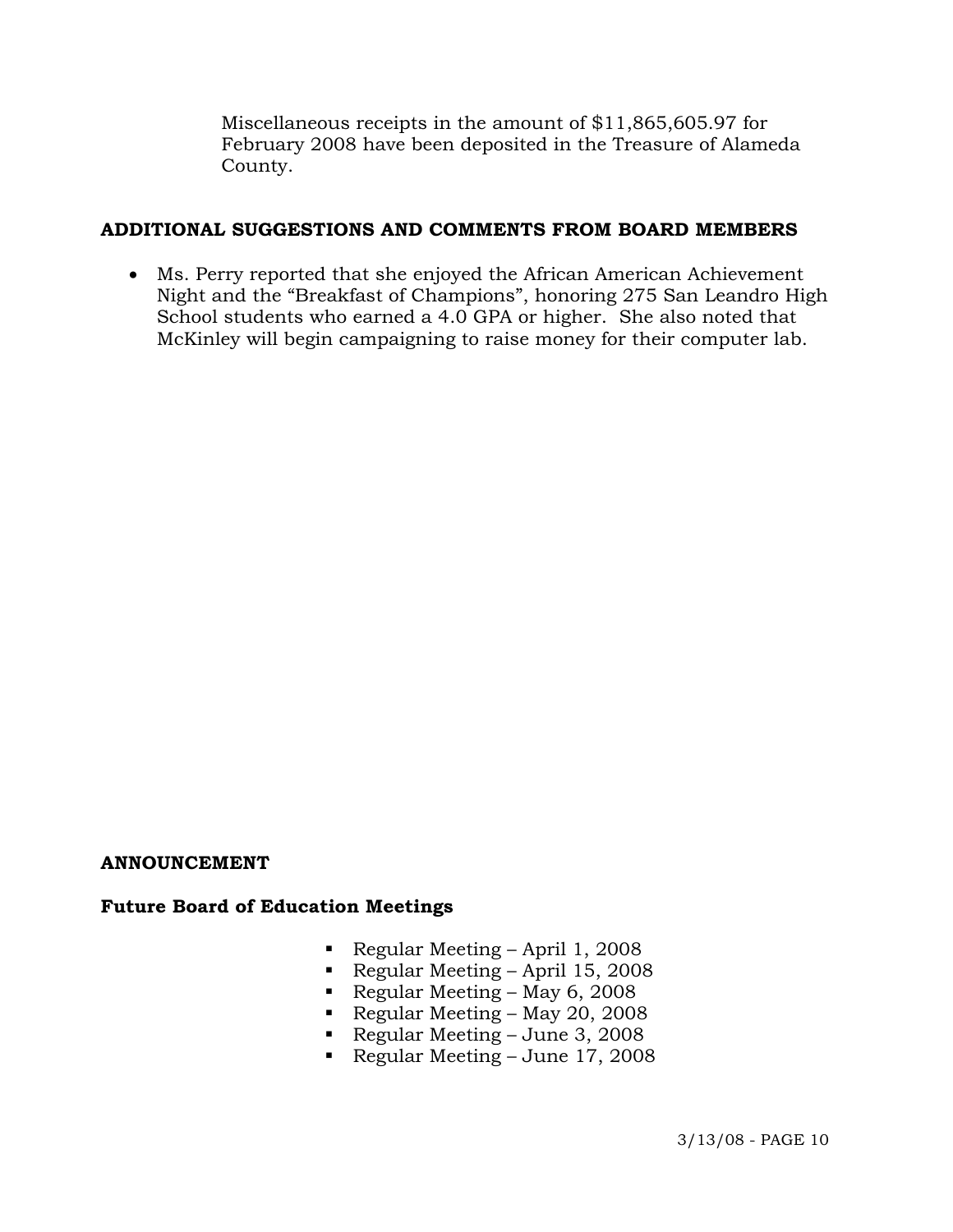Miscellaneous receipts in the amount of $11,865,605.97 for February 2008 have been deposited in the Treasure of Alameda County.

## ADDITIONAL SUGGESTIONS AND COMMENTS FROM BOARD MEMBERS

- Ms. Perry reported that she enjoyed the African American Achievement Night and the "Breakfast of Champions", honoring 275 San Leandro High School students who earned a 4.0 GPA or higher. She also noted that McKinley will begin campaigning to raise money for their computer lab.

## ANNOUNCEMENT

### Future Board of Education Meetings

- Regular Meeting – April 1, 2008
- Regular Meeting – April 15, 2008
- Regular Meeting – May 6, 2008
- Regular Meeting – May 20, 2008
- Regular Meeting – June 3, 2008
- Regular Meeting – June 17, 2008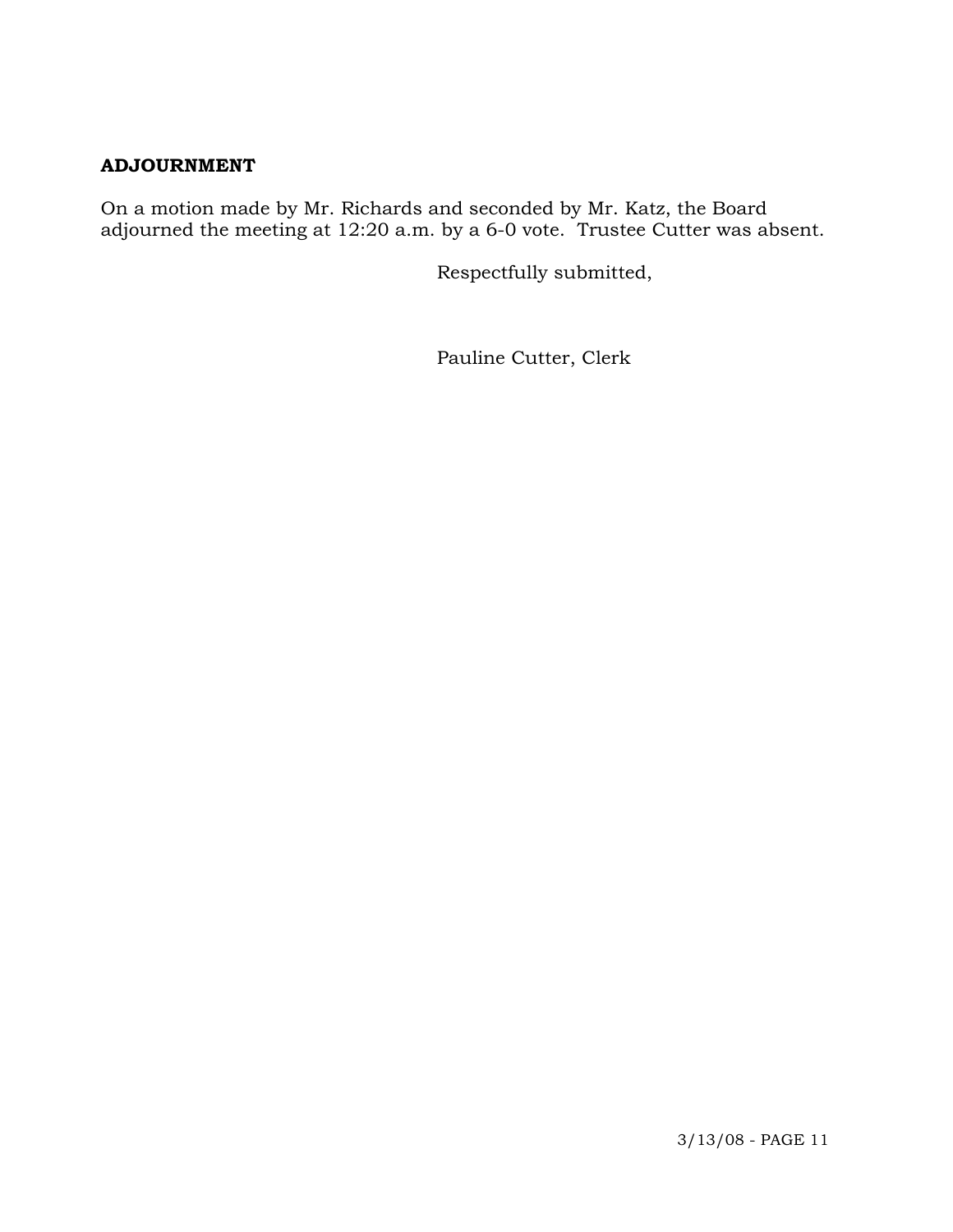**ADJOURNMENT**

On a motion made by Mr. Richards and seconded by Mr. Katz, the Board adjourned the meeting at 12:20 a.m. by a 6-0 vote. Trustee Cutter was absent.

Respectfully submitted,

Pauline Cutter, Clerk